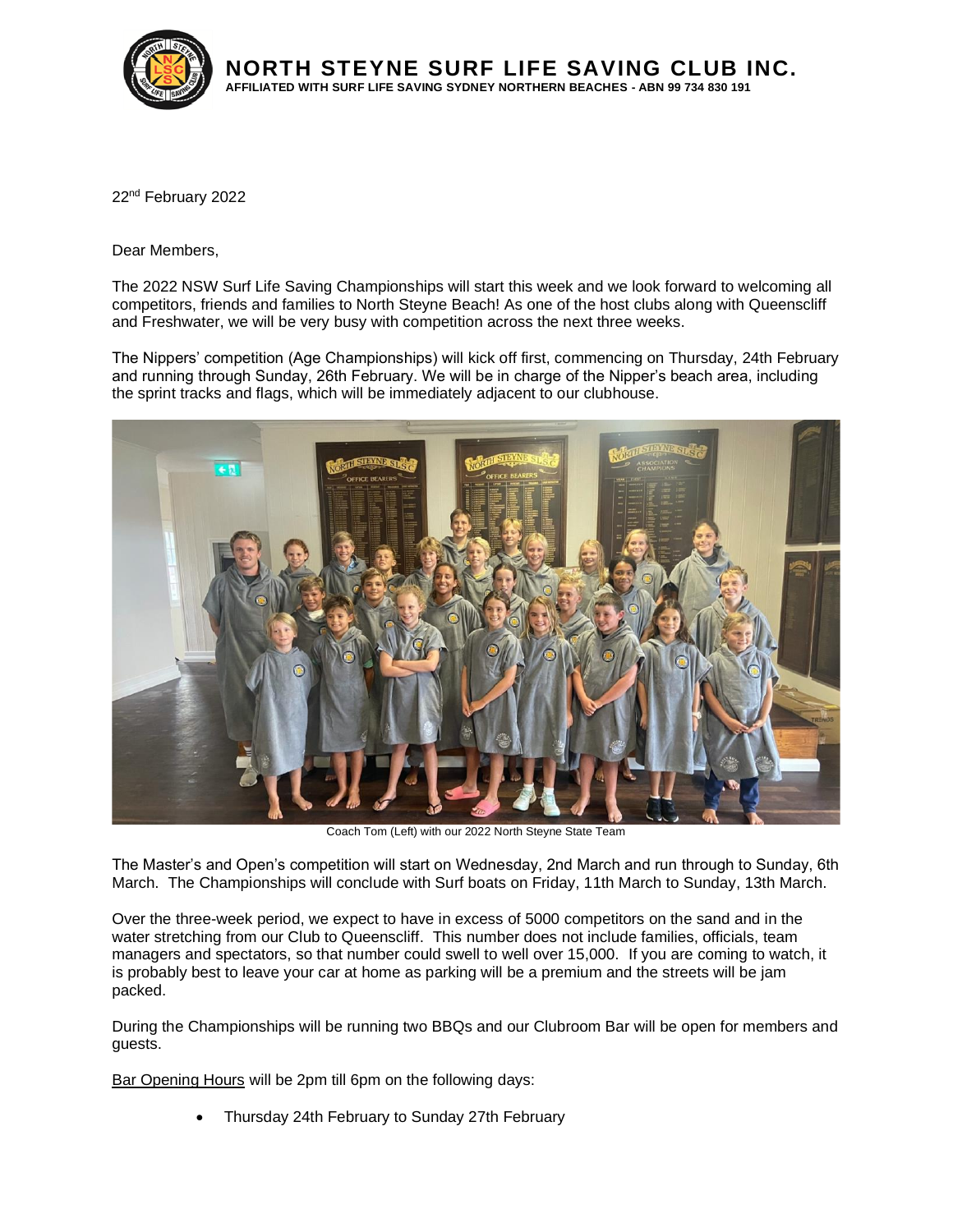# NORTH STEYNE SURF LIFE SAVING CLUB INC.

**AFFILIATED WITH SURF LIFE SAVING SYDNEY NORTHERN BEACHES - ABN 99 734 830 191**

22nd February 2022

Dear Members,

The 2022 NSW Surf Life Saving Championships will start this week and we look forward to welcoming all competitors, friends and families to North Steyne Beach! As one of the host clubs along with Queenscliff and Freshwater, we will be very busy with competition across the next three weeks.

The Nippers' competition (Age Championships) will kick off first, commencing on Thursday, 24th February and running through Sunday, 26th February. We will be in charge of the Nipper's beach area, including the sprint tracks and flags, which will be immediately adjacent to our clubhouse.

Coach Tom (Left) with our 2022 North Steyne State Team

The Master's and Open's competition will start on Wednesday, 2nd March and run through to Sunday, 6th March. The Championships will conclude with Surf boats on Friday, 11th March to Sunday, 13th March.

Over the three-week period, we expect to have in excess of 5000 competitors on the sand and in the water stretching from our Club to Queenscliff. This number does not include families, officials, team managers and spectators, so that number could swell to well over 15,000. If you are coming to watch, it is probably best to leave your car at home as parking will be a premium and the streets will be jam packed.

During the Championships will be running two BBQs and our Clubroom Bar will be open for members and guests.

Bar Opening Hours will be 2pm till 6pm on the following days:

- Thursday 24th February to Sunday 27th February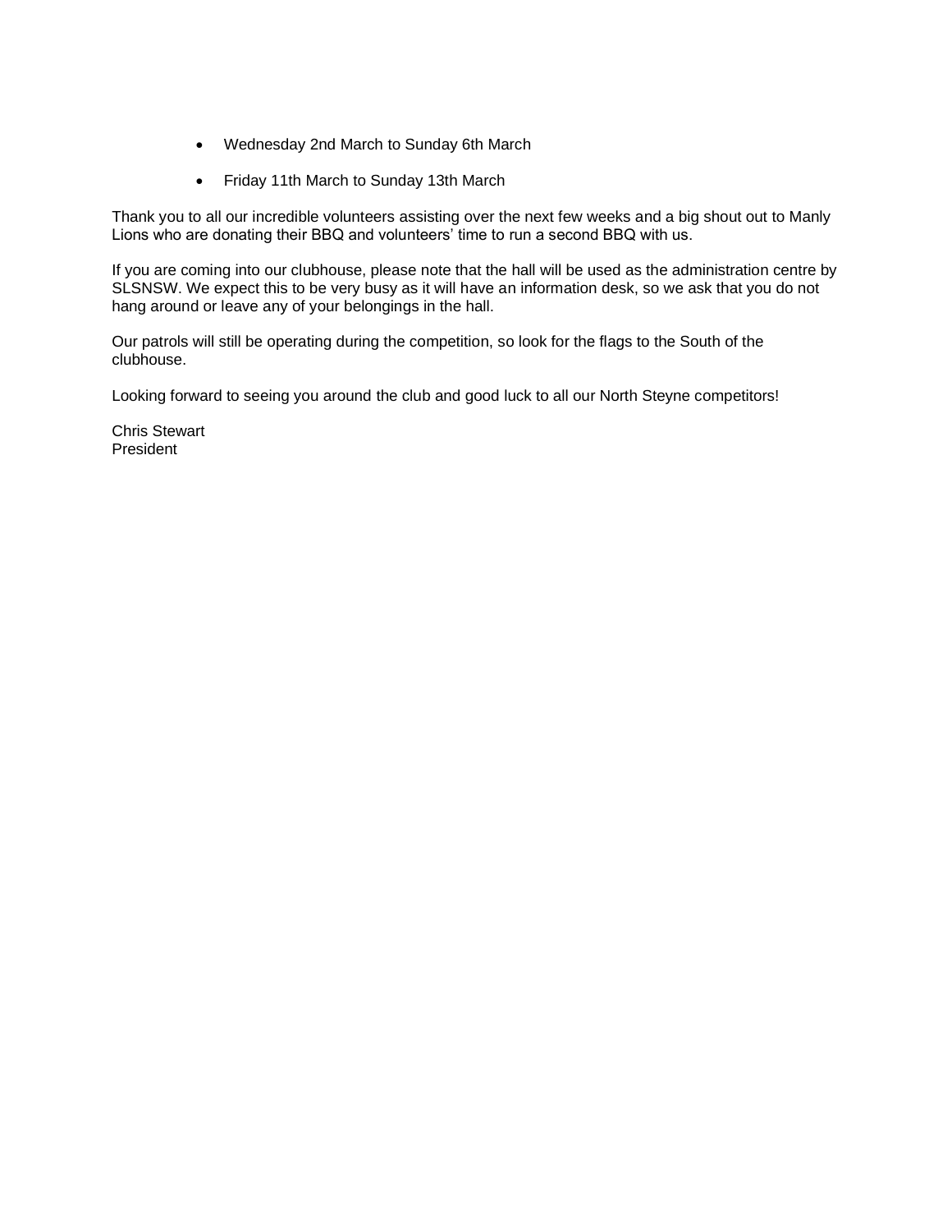- Wednesday 2nd March to Sunday 6th March
- Friday 11th March to Sunday 13th March

Thank you to all our incredible volunteers assisting over the next few weeks and a big shout out to Manly Lions who are donating their BBQ and volunteers' time to run a second BBQ with us.

If you are coming into our clubhouse, please note that the hall will be used as the administration centre by SLSNSW. We expect this to be very busy as it will have an information desk, so we ask that you do not hang around or leave any of your belongings in the hall.

Our patrols will still be operating during the competition, so look for the flags to the South of the clubhouse.

Looking forward to seeing you around the club and good luck to all our North Steyne competitors!

Chris Stewart
President